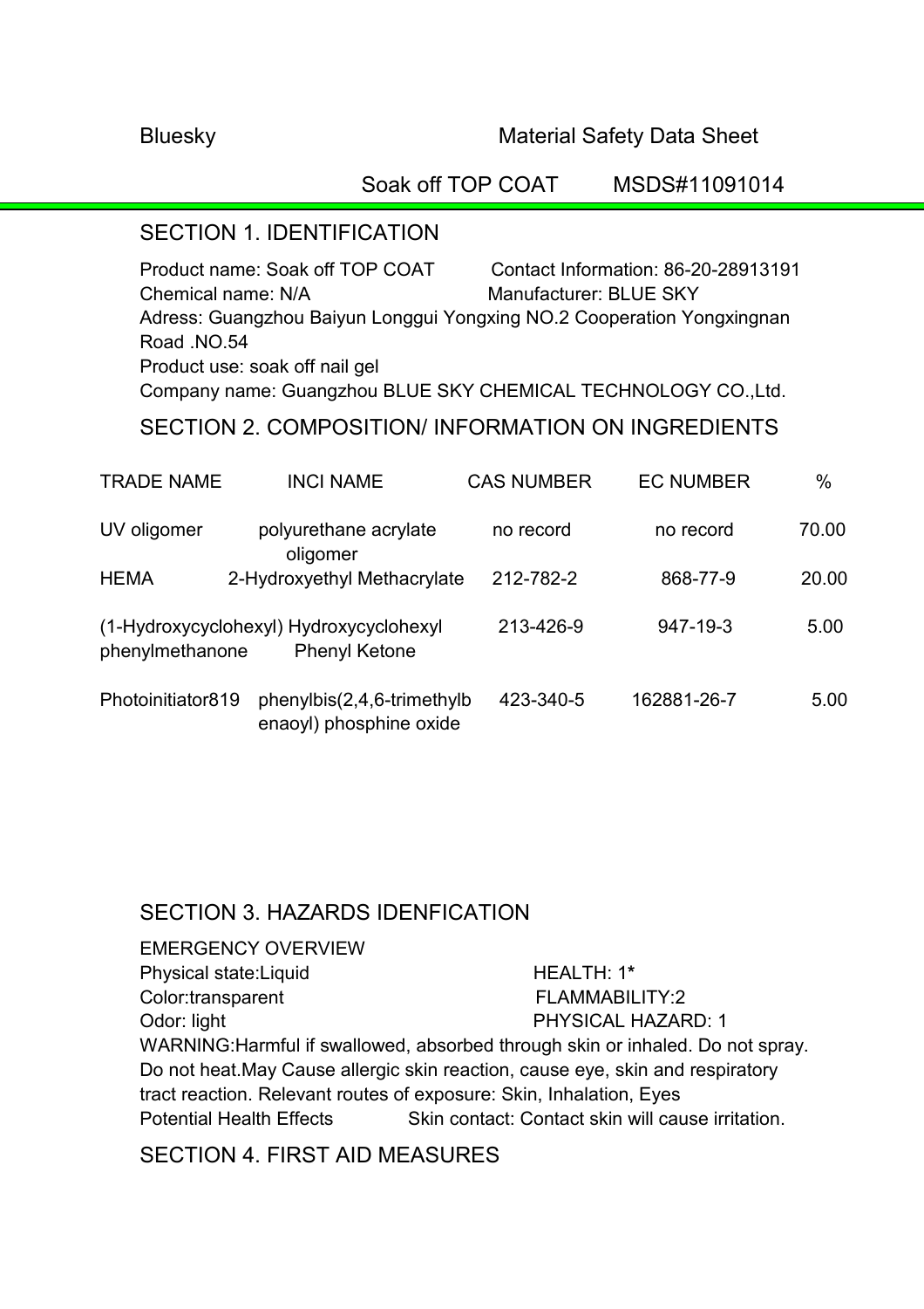Bluesky Material Safety Data Sheet

Soak off TOP COAT MSDS#11091014

## SECTION 1. IDENTIFICATION

Product name: Soak off TOP COAT
Contact Information: 86-20-28913191
Chemical name: N/A
Manufacturer: BLUE SKY
Adress: Guangzhou Baiyun Longgui Yongxing NO.2 Cooperation Yongxingnan Road .NO.54
Product use: soak off nail gel
Company name: Guangzhou BLUE SKY CHEMICAL TECHNOLOGY CO.,Ltd.

## SECTION 2. COMPOSITION/ INFORMATION ON INGREDIENTS

| TRADE NAME | INCI NAME | CAS NUMBER | EC NUMBER | % |
|---|---|---|---|---|
| UV oligomer | polyurethane acrylate oligomer | no record | no record | 70.00 |
| HEMA | 2-Hydroxyethyl Methacrylate | 212-782-2 | 868-77-9 | 20.00 |
| (1-Hydroxycyclohexyl) phenylmethanone | Hydroxycyclohexyl Phenyl Ketone | 213-426-9 | 947-19-3 | 5.00 |
| Photoinitiator819 | phenylbis(2,4,6-trimethylbenaoyl) phosphine oxide | 423-340-5 | 162881-26-7 | 5.00 |

## SECTION 3. HAZARDS IDENFICATION

EMERGENCY OVERVIEW

Physical state:Liquid
HEALTH: 1*
Color:transparent
FLAMMABILITY:2
Odor: light
PHYSICAL HAZARD: 1

WARNING:Harmful if swallowed, absorbed through skin or inhaled. Do not spray. Do not heat.May Cause allergic skin reaction, cause eye, skin and respiratory tract reaction. Relevant routes of exposure: Skin, Inhalation, Eyes

Potential Health Effects Skin contact: Contact skin will cause irritation.

## SECTION 4. FIRST AID MEASURES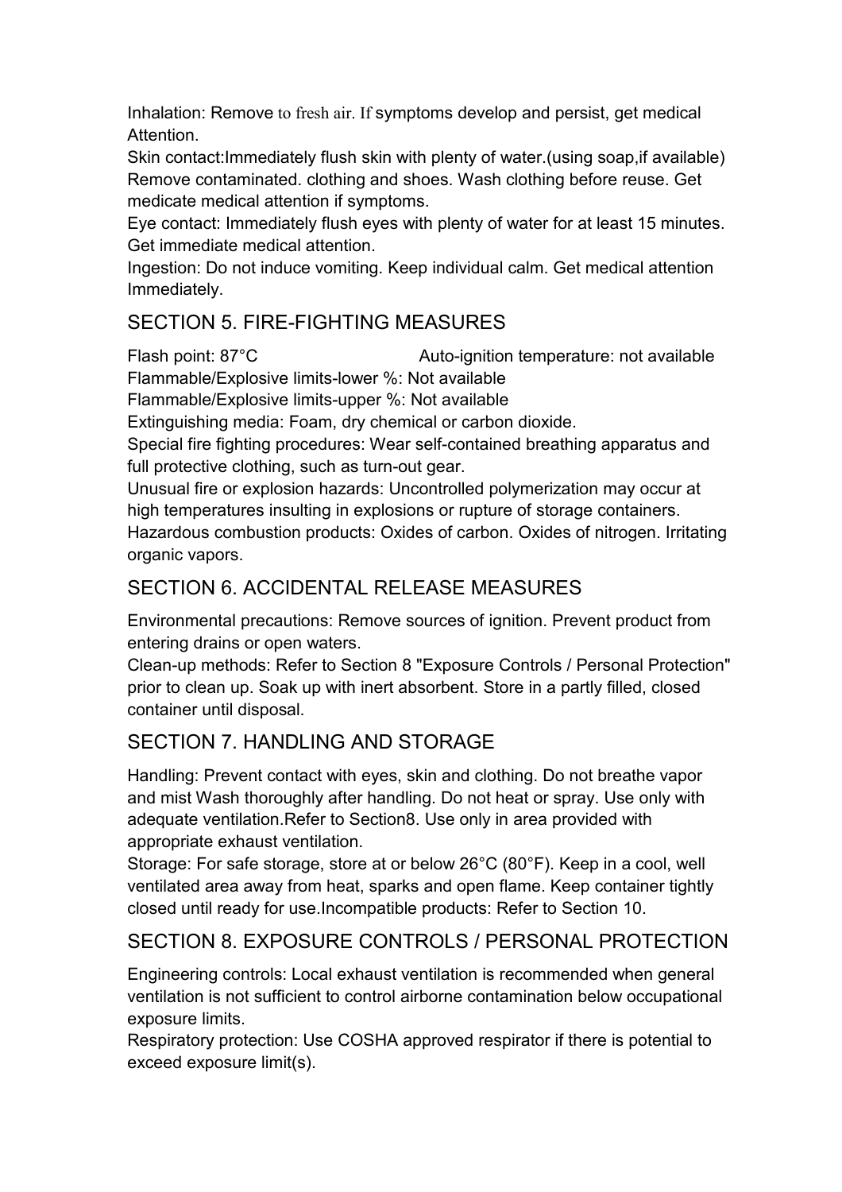Inhalation: Remove to fresh air. If symptoms develop and persist, get medical Attention.

Skin contact:Immediately flush skin with plenty of water.(using soap,if available) Remove contaminated. clothing and shoes. Wash clothing before reuse. Get medicate medical attention if symptoms.

Eye contact: Immediately flush eyes with plenty of water for at least 15 minutes. Get immediate medical attention.

Ingestion: Do not induce vomiting. Keep individual calm. Get medical attention Immediately.

## SECTION 5. FIRE-FIGHTING MEASURES

Flash point: 87°C Auto-ignition temperature: not available

Flammable/Explosive limits-lower %: Not available

Flammable/Explosive limits-upper %: Not available

Extinguishing media: Foam, dry chemical or carbon dioxide.

Special fire fighting procedures: Wear self-contained breathing apparatus and full protective clothing, such as turn-out gear.

Unusual fire or explosion hazards: Uncontrolled polymerization may occur at high temperatures insulting in explosions or rupture of storage containers.

Hazardous combustion products: Oxides of carbon. Oxides of nitrogen. Irritating organic vapors.

## SECTION 6. ACCIDENTAL RELEASE MEASURES

Environmental precautions: Remove sources of ignition. Prevent product from entering drains or open waters.

Clean-up methods: Refer to Section 8 "Exposure Controls / Personal Protection" prior to clean up. Soak up with inert absorbent. Store in a partly filled, closed container until disposal.

## SECTION 7. HANDLING AND STORAGE

Handling: Prevent contact with eyes, skin and clothing. Do not breathe vapor and mist Wash thoroughly after handling. Do not heat or spray. Use only with adequate ventilation.Refer to Section8. Use only in area provided with appropriate exhaust ventilation.

Storage: For safe storage, store at or below 26°C (80°F). Keep in a cool, well ventilated area away from heat, sparks and open flame. Keep container tightly closed until ready for use.Incompatible products: Refer to Section 10.

## SECTION 8. EXPOSURE CONTROLS / PERSONAL PROTECTION

Engineering controls: Local exhaust ventilation is recommended when general ventilation is not sufficient to control airborne contamination below occupational exposure limits.

Respiratory protection: Use COSHA approved respirator if there is potential to exceed exposure limit(s).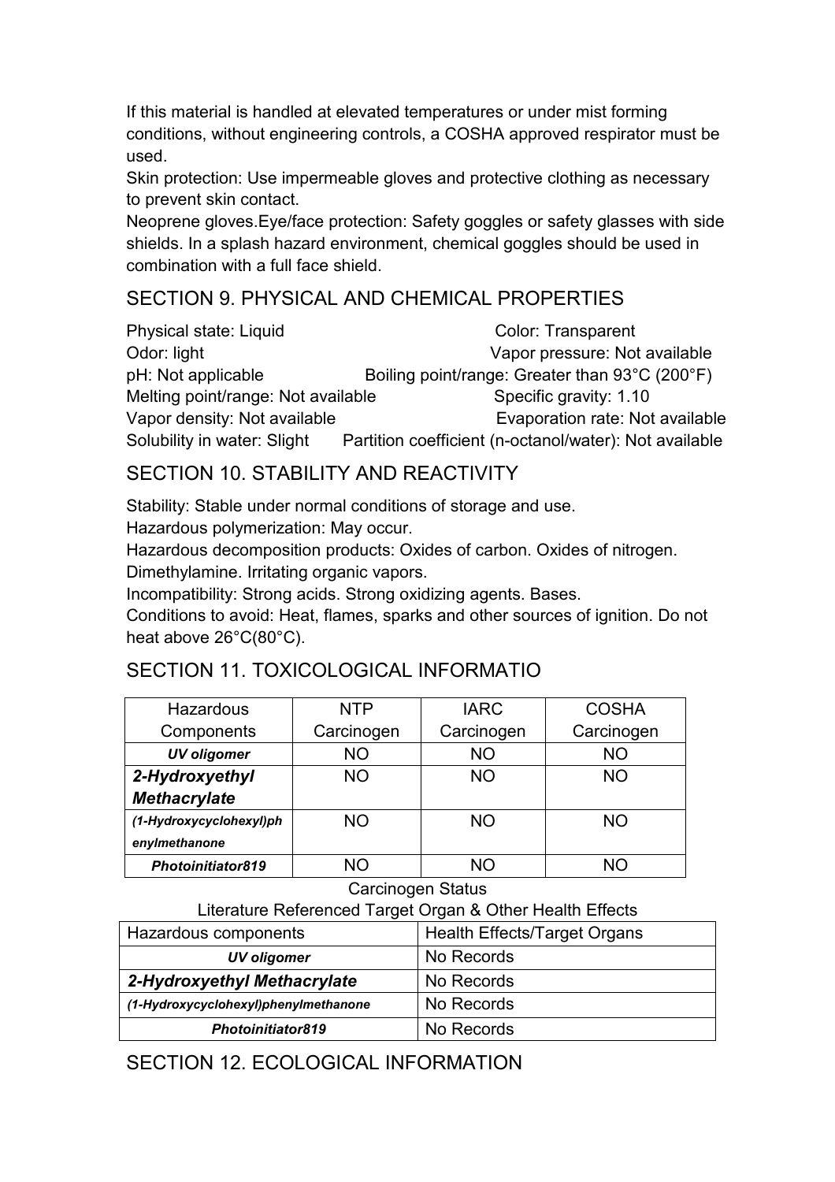If this material is handled at elevated temperatures or under mist forming conditions, without engineering controls, a COSHA approved respirator must be used.

Skin protection: Use impermeable gloves and protective clothing as necessary to prevent skin contact.

Neoprene gloves.Eye/face protection: Safety goggles or safety glasses with side shields. In a splash hazard environment, chemical goggles should be used in combination with a full face shield.

## SECTION 9. PHYSICAL AND CHEMICAL PROPERTIES

Physical state: Liquid Color: Transparent
Odor: light Vapor pressure: Not available
pH: Not applicable Boiling point/range: Greater than 93°C (200°F)
Melting point/range: Not available Specific gravity: 1.10
Vapor density: Not available Evaporation rate: Not available
Solubility in water: Slight Partition coefficient (n-octanol/water): Not available

## SECTION 10. STABILITY AND REACTIVITY

Stability: Stable under normal conditions of storage and use.

Hazardous polymerization: May occur.

Hazardous decomposition products: Oxides of carbon. Oxides of nitrogen. Dimethylamine. Irritating organic vapors.

Incompatibility: Strong acids. Strong oxidizing agents. Bases.

Conditions to avoid: Heat, flames, sparks and other sources of ignition. Do not heat above 26°C(80°C).

## SECTION 11. TOXICOLOGICAL INFORMATIO

| Hazardous Components | NTP Carcinogen | IARC Carcinogen | COSHA Carcinogen |
|---|---|---|---|
| ***UV oligomer*** | NO | NO | NO |
| ***2-Hydroxyethyl Methacrylate*** | NO | NO | NO |
| ***(1-Hydroxycyclohexyl)phenylmethanone*** | NO | NO | NO |
| ***Photoinitiator819*** | NO | NO | NO |

Carcinogen Status

Literature Referenced Target Organ & Other Health Effects

| Hazardous components | Health Effects/Target Organs |
|---|---|
| ***UV oligomer*** | No Records |
| ***2-Hydroxyethyl Methacrylate*** | No Records |
| ***(1-Hydroxycyclohexyl)phenylmethanone*** | No Records |
| ***Photoinitiator819*** | No Records |

## SECTION 12. ECOLOGICAL INFORMATION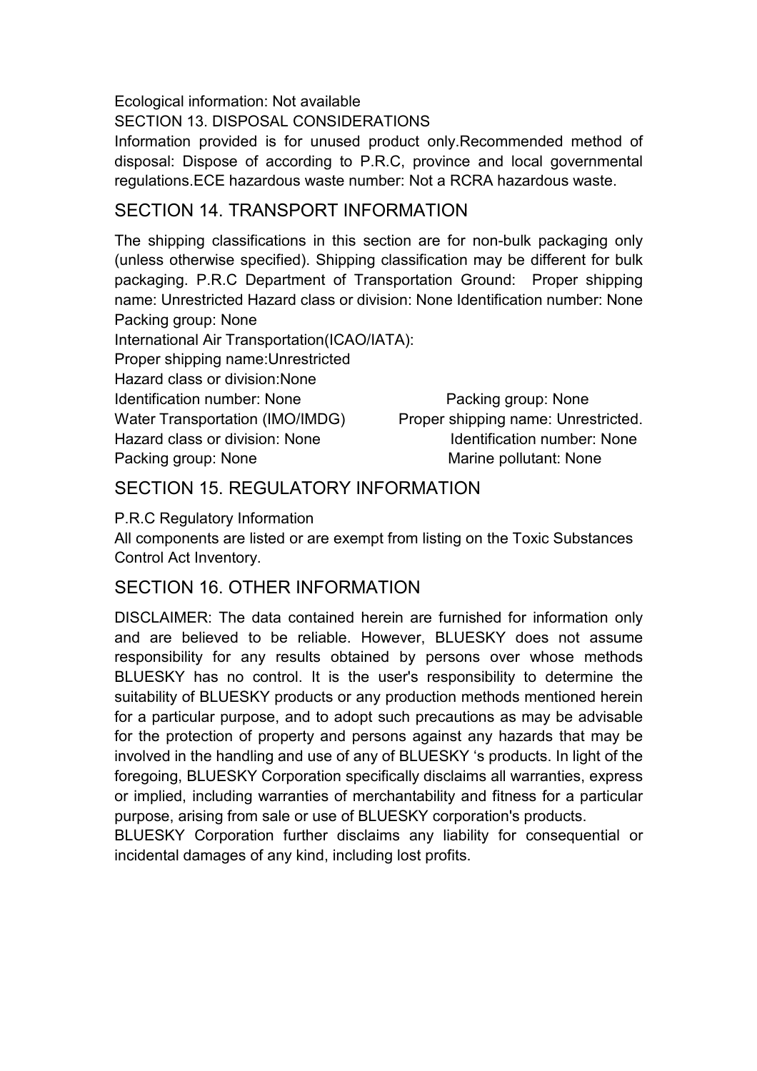Ecological information: Not available

SECTION 13. DISPOSAL CONSIDERATIONS

Information provided is for unused product only.Recommended method of disposal: Dispose of according to P.R.C, province and local governmental regulations.ECE hazardous waste number: Not a RCRA hazardous waste.

## SECTION 14. TRANSPORT INFORMATION

The shipping classifications in this section are for non-bulk packaging only (unless otherwise specified). Shipping classification may be different for bulk packaging. P.R.C Department of Transportation Ground: Proper shipping name: Unrestricted Hazard class or division: None Identification number: None Packing group: None

International Air Transportation(ICAO/IATA):

Proper shipping name:Unrestricted

Hazard class or division:None

Identification number: None Packing group: None

Water Transportation (IMO/IMDG) Proper shipping name: Unrestricted.

Hazard class or division: None Identification number: None

Packing group: None Marine pollutant: None

## SECTION 15. REGULATORY INFORMATION

P.R.C Regulatory Information

All components are listed or are exempt from listing on the Toxic Substances Control Act Inventory.

## SECTION 16. OTHER INFORMATION

DISCLAIMER: The data contained herein are furnished for information only and are believed to be reliable. However, BLUESKY does not assume responsibility for any results obtained by persons over whose methods BLUESKY has no control. It is the user's responsibility to determine the suitability of BLUESKY products or any production methods mentioned herein for a particular purpose, and to adopt such precautions as may be advisable for the protection of property and persons against any hazards that may be involved in the handling and use of any of BLUESKY 's products. In light of the foregoing, BLUESKY Corporation specifically disclaims all warranties, express or implied, including warranties of merchantability and fitness for a particular purpose, arising from sale or use of BLUESKY corporation's products.

BLUESKY Corporation further disclaims any liability for consequential or incidental damages of any kind, including lost profits.